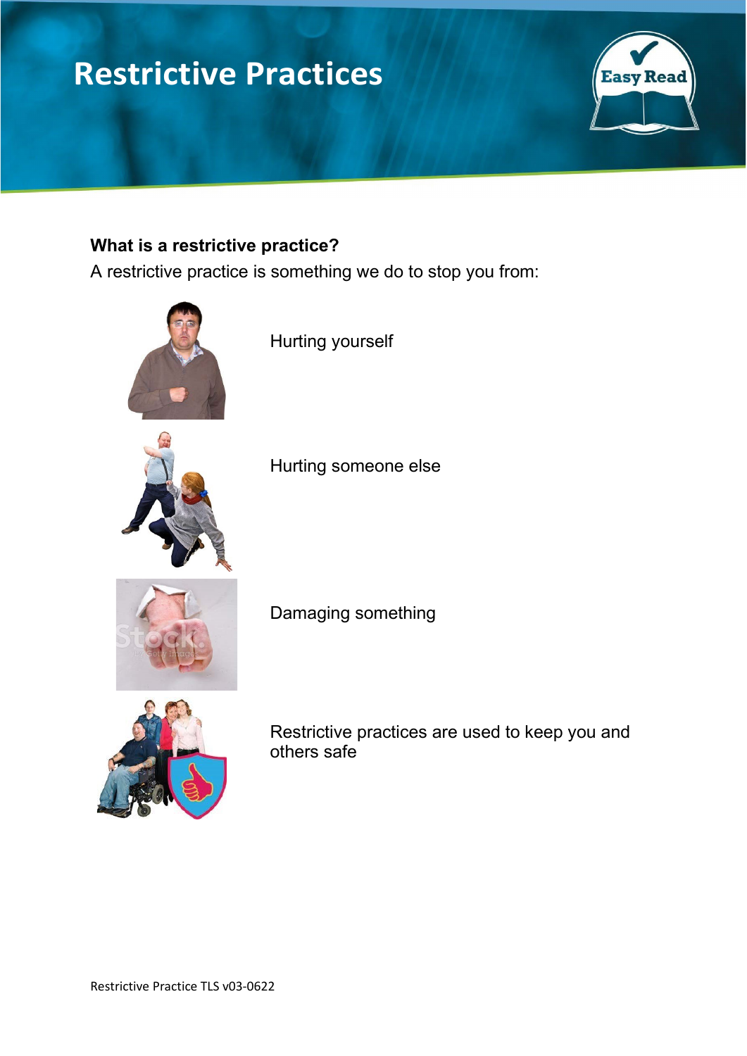# Restrictive Practices

Easy Read

**What is a restrictive practice?**

A restrictive practice is something we do to stop you from:

Hurting yourself

Hurting someone else

Damaging something

Restrictive practices are used to keep you and others safe

Restrictive Practice TLS v03-0622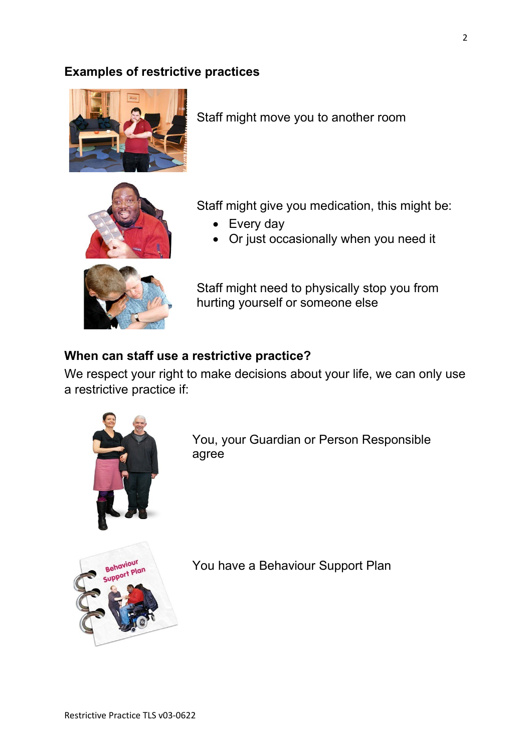## Examples of restrictive practices

Staff might move you to another room

Staff might give you medication, this might be:

- Every day
- Or just occasionally when you need it

Staff might need to physically stop you from hurting yourself or someone else

## When can staff use a restrictive practice?

We respect your right to make decisions about your life, we can only use a restrictive practice if:

You, your Guardian or Person Responsible agree

You have a Behaviour Support Plan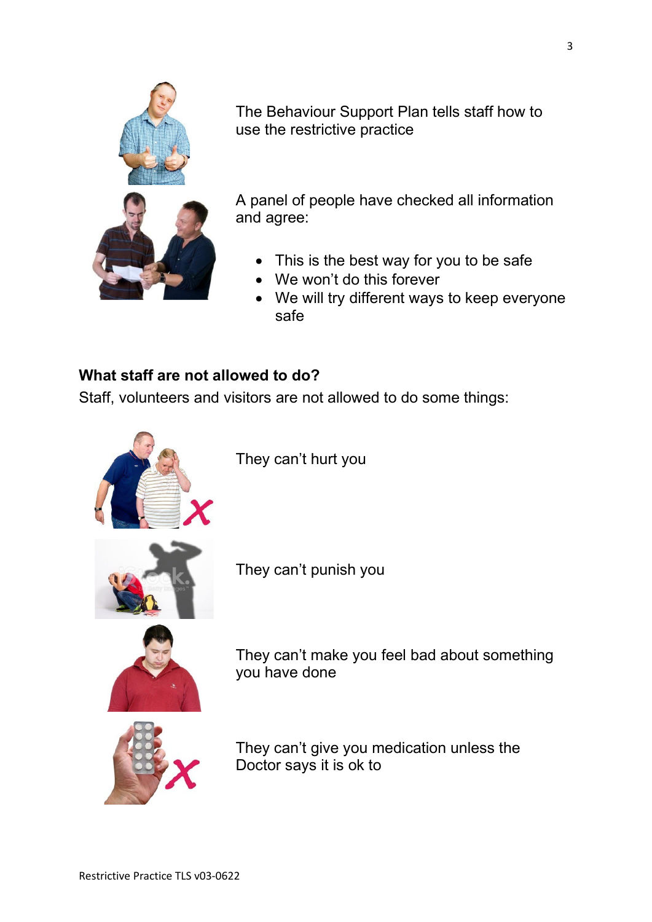The Behaviour Support Plan tells staff how to use the restrictive practice

A panel of people have checked all information and agree:

- This is the best way for you to be safe
- We won't do this forever
- We will try different ways to keep everyone safe

**What staff are not allowed to do?**

Staff, volunteers and visitors are not allowed to do some things:

They can't hurt you

They can't punish you

They can't make you feel bad about something you have done

They can't give you medication unless the Doctor says it is ok to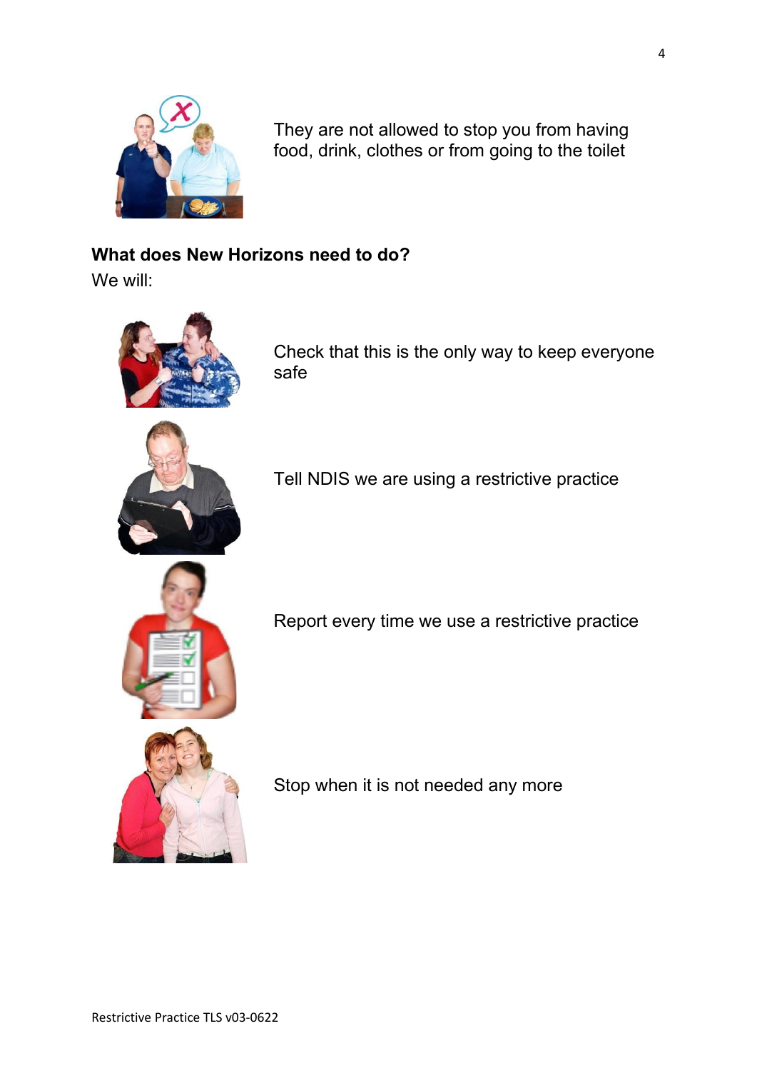They are not allowed to stop you from having food, drink, clothes or from going to the toilet

**What does New Horizons need to do?**

We will:

Check that this is the only way to keep everyone safe

Tell NDIS we are using a restrictive practice

Report every time we use a restrictive practice

Stop when it is not needed any more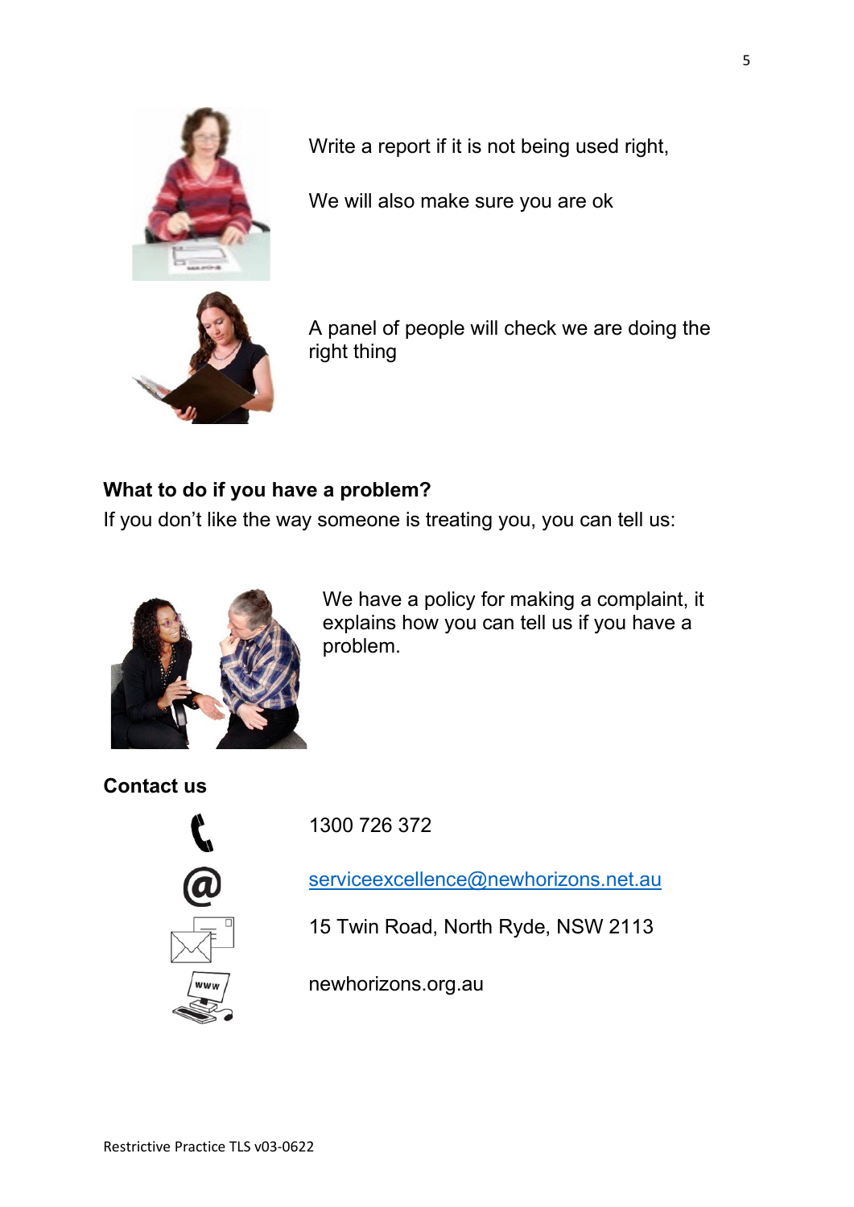Write a report if it is not being used right,

We will also make sure you are ok

A panel of people will check we are doing the right thing

**What to do if you have a problem?**

If you don't like the way someone is treating you, you can tell us:

We have a policy for making a complaint, it explains how you can tell us if you have a problem.

**Contact us**

1300 726 372

serviceexcellence@newhorizons.net.au

15 Twin Road, North Ryde, NSW 2113

newhorizons.org.au

Restrictive Practice TLS v03-0622